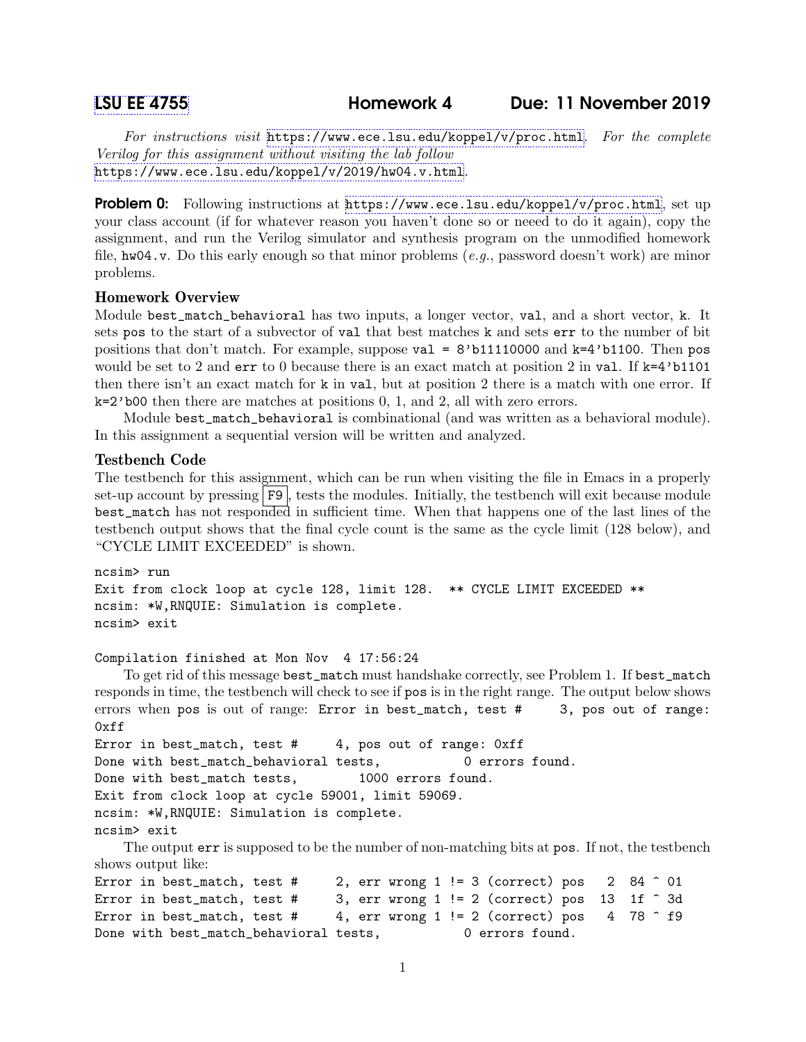# LSU EE 4755 Homework 4 Due: 11 November 2019

*For instructions visit* https://www.ece.lsu.edu/koppel/v/proc.html. *For the complete Verilog for this assignment without visiting the lab follow* https://www.ece.lsu.edu/koppel/v/2019/hw04.v.html.

**Problem 0:** Following instructions at https://www.ece.lsu.edu/koppel/v/proc.html, set up your class account (if for whatever reason you haven't done so or neeed to do it again), copy the assignment, and run the Verilog simulator and synthesis program on the unmodified homework file, `hw04.v`. Do this early enough so that minor problems (*e.g.*, password doesn't work) are minor problems.

### Homework Overview

Module `best_match_behavioral` has two inputs, a longer vector, `val`, and a short vector, `k`. It sets `pos` to the start of a subvector of `val` that best matches `k` and sets `err` to the number of bit positions that don't match. For example, suppose `val = 8'b11110000` and `k=4'b1100`. Then `pos` would be set to 2 and `err` to 0 because there is an exact match at position 2 in `val`. If `k=4'b1101` then there isn't an exact match for `k` in `val`, but at position 2 there is a match with one error. If `k=2'b00` then there are matches at positions 0, 1, and 2, all with zero errors.

Module `best_match_behavioral` is combinational (and was written as a behavioral module). In this assignment a sequential version will be written and analyzed.

### Testbench Code

The testbench for this assignment, which can be run when visiting the file in Emacs in a properly set-up account by pressing F9, tests the modules. Initially, the testbench will exit because module `best_match` has not responded in sufficient time. When that happens one of the last lines of the testbench output shows that the final cycle count is the same as the cycle limit (128 below), and "CYCLE LIMIT EXCEEDED" is shown.

```
ncsim> run
Exit from clock loop at cycle 128, limit 128.  ** CYCLE LIMIT EXCEEDED **
ncsim: *W,RNQUIE: Simulation is complete.
ncsim> exit

Compilation finished at Mon Nov  4 17:56:24
```

To get rid of this message `best_match` must handshake correctly, see Problem 1. If `best_match` responds in time, the testbench will check to see if `pos` is in the right range. The output below shows errors when `pos` is out of range: `Error in best_match, test #     3, pos out of range: 0xff`

```
Error in best_match, test #     4, pos out of range: 0xff
Done with best_match_behavioral tests,          0 errors found.
Done with best_match tests,        1000 errors found.
Exit from clock loop at cycle 59001, limit 59069.
ncsim: *W,RNQUIE: Simulation is complete.
ncsim> exit
```

The output `err` is supposed to be the number of non-matching bits at `pos`. If not, the testbench shows output like:

```
Error in best_match, test #     2, err wrong 1 != 3 (correct) pos   2  84 ^ 01
Error in best_match, test #     3, err wrong 1 != 2 (correct) pos  13  1f ^ 3d
Error in best_match, test #     4, err wrong 1 != 2 (correct) pos   4  78 ^ f9
Done with best_match_behavioral tests,          0 errors found.
```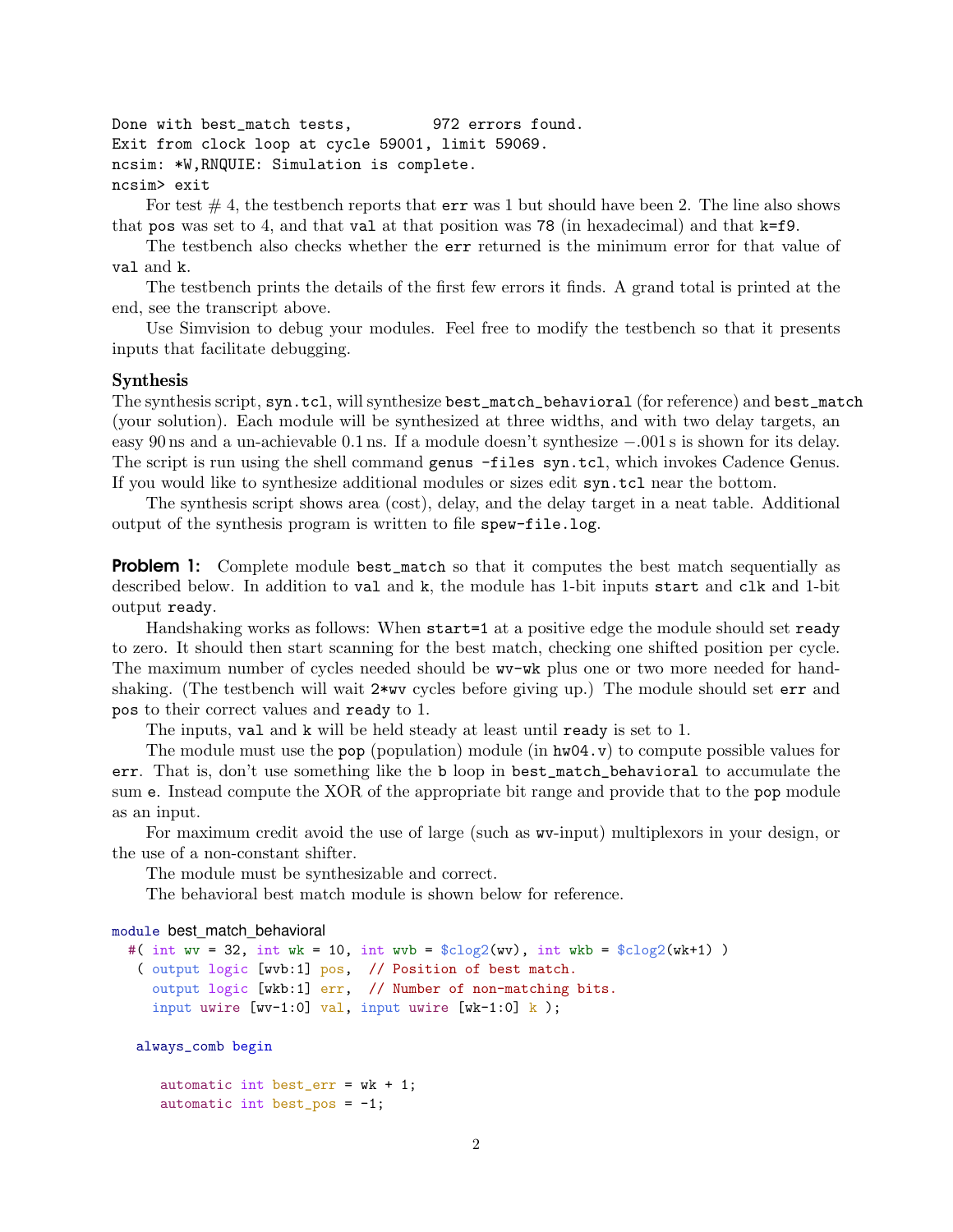```
Done with best_match tests,         972 errors found.
Exit from clock loop at cycle 59001, limit 59069.
ncsim: *W,RNQUIE: Simulation is complete.
ncsim> exit
```

For test # 4, the testbench reports that `err` was 1 but should have been 2. The line also shows that `pos` was set to 4, and that `val` at that position was 78 (in hexadecimal) and that `k=f9`.

The testbench also checks whether the `err` returned is the minimum error for that value of `val` and `k`.

The testbench prints the details of the first few errors it finds. A grand total is printed at the end, see the transcript above.

Use Simvision to debug your modules. Feel free to modify the testbench so that it presents inputs that facilitate debugging.

### Synthesis

The synthesis script, `syn.tcl`, will synthesize `best_match_behavioral` (for reference) and `best_match` (your solution). Each module will be synthesized at three widths, and with two delay targets, an easy 90 ns and a un-achievable 0.1 ns. If a module doesn't synthesize −.001 s is shown for its delay. The script is run using the shell command `genus -files syn.tcl`, which invokes Cadence Genus. If you would like to synthesize additional modules or sizes edit `syn.tcl` near the bottom.

The synthesis script shows area (cost), delay, and the delay target in a neat table. Additional output of the synthesis program is written to file `spew-file.log`.

**Problem 1:** Complete module `best_match` so that it computes the best match sequentially as described below. In addition to `val` and `k`, the module has 1-bit inputs `start` and `clk` and 1-bit output `ready`.

Handshaking works as follows: When `start=1` at a positive edge the module should set `ready` to zero. It should then start scanning for the best match, checking one shifted position per cycle. The maximum number of cycles needed should be `wv-wk` plus one or two more needed for handshaking. (The testbench will wait `2*wv` cycles before giving up.) The module should set `err` and `pos` to their correct values and `ready` to 1.

The inputs, `val` and `k` will be held steady at least until `ready` is set to 1.

The module must use the `pop` (population) module (in `hw04.v`) to compute possible values for `err`. That is, don't use something like the `b` loop in `best_match_behavioral` to accumulate the sum `e`. Instead compute the XOR of the appropriate bit range and provide that to the `pop` module as an input.

For maximum credit avoid the use of large (such as `wv`-input) multiplexors in your design, or the use of a non-constant shifter.

The module must be synthesizable and correct.

The behavioral best match module is shown below for reference.

```
module best_match_behavioral
  #( int wv = 32, int wk = 10, int wvb = $clog2(wv), int wkb = $clog2(wk+1) )
   ( output logic [wvb:1] pos,  // Position of best match.
     output logic [wkb:1] err,  // Number of non-matching bits.
     input uwire [wv-1:0] val, input uwire [wk-1:0] k );

   always_comb begin

      automatic int best_err = wk + 1;
      automatic int best_pos = -1;
```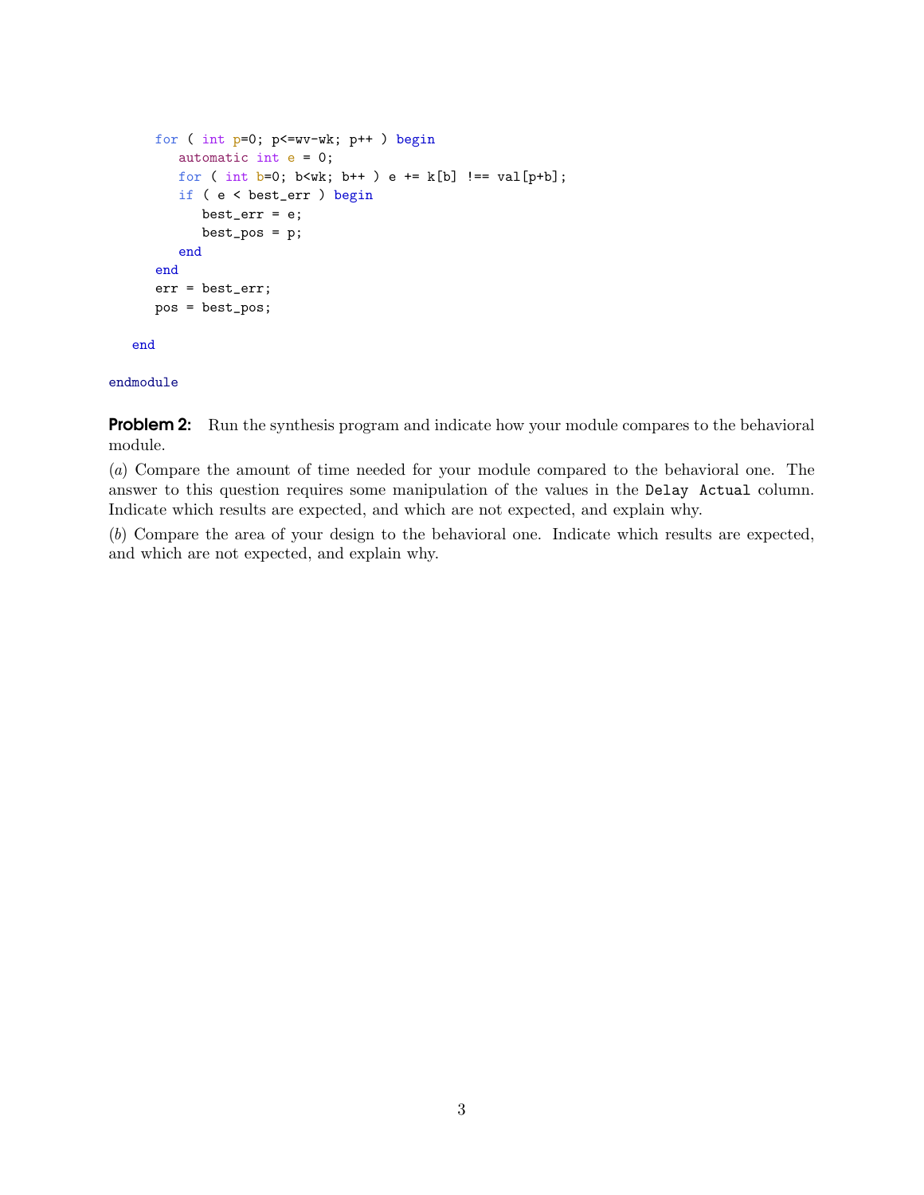```
      for ( int p=0; p<=wv-wk; p++ ) begin
         automatic int e = 0;
         for ( int b=0; b<wk; b++ ) e += k[b] !== val[p+b];
         if ( e < best_err ) begin
            best_err = e;
            best_pos = p;
         end
      end
      err = best_err;
      pos = best_pos;

   end

endmodule
```

**Problem 2:** Run the synthesis program and indicate how your module compares to the behavioral module.

(*a*) Compare the amount of time needed for your module compared to the behavioral one. The answer to this question requires some manipulation of the values in the `Delay Actual` column. Indicate which results are expected, and which are not expected, and explain why.

(*b*) Compare the area of your design to the behavioral one. Indicate which results are expected, and which are not expected, and explain why.